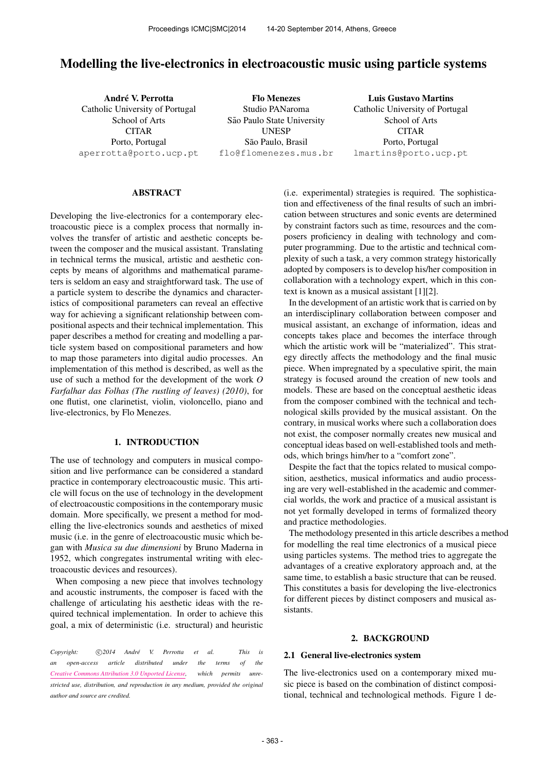# Modelling the live-electronics in electroacoustic music using particle systems

**André V. Perrotta**
Catholic University of Portugal
School of Arts
CITAR
Porto, Portugal
aperrotta@porto.ucp.pt

**Flo Menezes**
Studio PANaroma
São Paulo State University
UNESP
São Paulo, Brasil
flo@flomenezes.mus.br

**Luis Gustavo Martins**
Catholic University of Portugal
School of Arts
CITAR
Porto, Portugal
lmartins@porto.ucp.pt

## ABSTRACT

Developing the live-electronics for a contemporary electroacoustic piece is a complex process that normally involves the transfer of artistic and aesthetic concepts between the composer and the musical assistant. Translating in technical terms the musical, artistic and aesthetic concepts by means of algorithms and mathematical parameters is seldom an easy and straightforward task. The use of a particle system to describe the dynamics and characteristics of compositional parameters can reveal an effective way for achieving a significant relationship between compositional aspects and their technical implementation. This paper describes a method for creating and modelling a particle system based on compositional parameters and how to map those parameters into digital audio processes. An implementation of this method is described, as well as the use of such a method for the development of the work *O Farfalhar das Folhas (The rustling of leaves) (2010)*, for one flutist, one clarinetist, violin, violoncello, piano and live-electronics, by Flo Menezes.

## 1. INTRODUCTION

The use of technology and computers in musical composition and live performance can be considered a standard practice in contemporary electroacoustic music. This article will focus on the use of technology in the development of electroacoustic compositions in the contemporary music domain. More specifically, we present a method for modelling the live-electronics sounds and aesthetics of mixed music (i.e. in the genre of electroacoustic music which began with *Musica su due dimensioni* by Bruno Maderna in 1952, which congregates instrumental writing with electroacoustic devices and resources).

When composing a new piece that involves technology and acoustic instruments, the composer is faced with the challenge of articulating his aesthetic ideas with the required technical implementation. In order to achieve this goal, a mix of deterministic (i.e. structural) and heuristic (i.e. experimental) strategies is required. The sophistication and effectiveness of the final results of such an imbrication between structures and sonic events are determined by constraint factors such as time, resources and the composers proficiency in dealing with technology and computer programming. Due to the artistic and technical complexity of such a task, a very common strategy historically adopted by composers is to develop his/her composition in collaboration with a technology expert, which in this context is known as a musical assistant [1][2].

In the development of an artistic work that is carried on by an interdisciplinary collaboration between composer and musical assistant, an exchange of information, ideas and concepts takes place and becomes the interface through which the artistic work will be "materialized". This strategy directly affects the methodology and the final music piece. When impregnated by a speculative spirit, the main strategy is focused around the creation of new tools and models. These are based on the conceptual aesthetic ideas from the composer combined with the technical and technological skills provided by the musical assistant. On the contrary, in musical works where such a collaboration does not exist, the composer normally creates new musical and conceptual ideas based on well-established tools and methods, which brings him/her to a "comfort zone".

Despite the fact that the topics related to musical composition, aesthetics, musical informatics and audio processing are very well-established in the academic and commercial worlds, the work and practice of a musical assistant is not yet formally developed in terms of formalized theory and practice methodologies.

The methodology presented in this article describes a method for modelling the real time electronics of a musical piece using particles systems. The method tries to aggregate the advantages of a creative exploratory approach and, at the same time, to establish a basic structure that can be reused. This constitutes a basis for developing the live-electronics for different pieces by distinct composers and musical assistants.

## 2. BACKGROUND

### 2.1 General live-electronics system

The live-electronics used on a contemporary mixed music piece is based on the combination of distinct compositional, technical and technological methods. Figure 1 de-

Copyright: ©2014 André V. Perrotta et al. This is an open-access article distributed under the terms of the Creative Commons Attribution 3.0 Unported License, which permits unrestricted use, distribution, and reproduction in any medium, provided the original author and source are credited.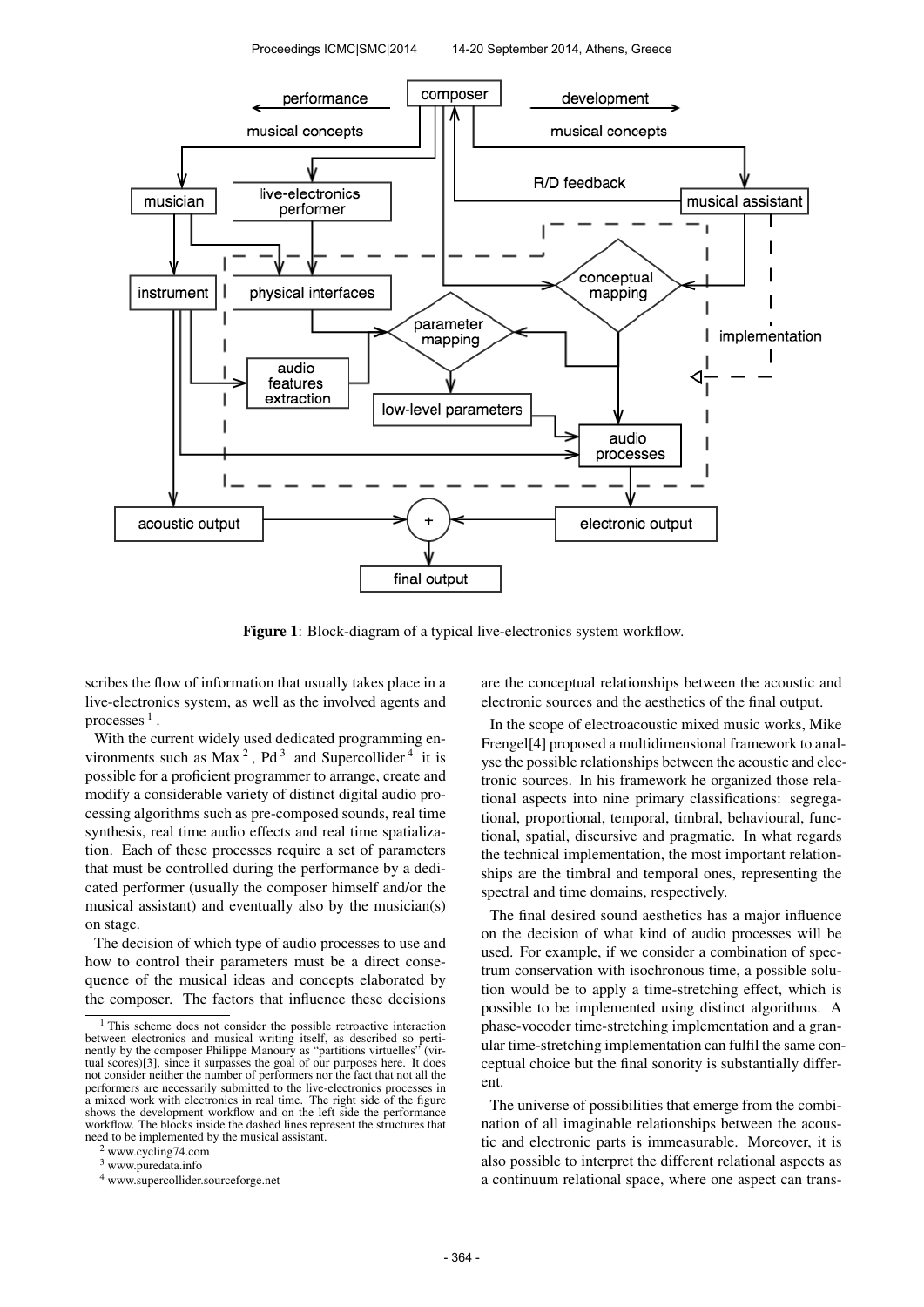**Figure 1**: Block-diagram of a typical live-electronics system workflow.

scribes the flow of information that usually takes place in a live-electronics system, as well as the involved agents and processes [1].

With the current widely used dedicated programming environments such as Max [2], Pd [3] and Supercollider [4] it is possible for a proficient programmer to arrange, create and modify a considerable variety of distinct digital audio processing algorithms such as pre-composed sounds, real time synthesis, real time audio effects and real time spatialization. Each of these processes require a set of parameters that must be controlled during the performance by a dedicated performer (usually the composer himself and/or the musical assistant) and eventually also by the musician(s) on stage.

The decision of which type of audio processes to use and how to control their parameters must be a direct consequence of the musical ideas and concepts elaborated by the composer. The factors that influence these decisions are the conceptual relationships between the acoustic and electronic sources and the aesthetics of the final output.

In the scope of electroacoustic mixed music works, Mike Frengel[4] proposed a multidimensional framework to analyse the possible relationships between the acoustic and electronic sources. In his framework he organized those relational aspects into nine primary classifications: segregational, proportional, temporal, timbral, behavioural, functional, spatial, discursive and pragmatic. In what regards the technical implementation, the most important relationships are the timbral and temporal ones, representing the spectral and time domains, respectively.

The final desired sound aesthetics has a major influence on the decision of what kind of audio processes will be used. For example, if we consider a combination of spectrum conservation with isochronous time, a possible solution would be to apply a time-stretching effect, which is possible to be implemented using distinct algorithms. A phase-vocoder time-stretching implementation and a granular time-stretching implementation can fulfil the same conceptual choice but the final sonority is substantially different.

The universe of possibilities that emerge from the combination of all imaginable relationships between the acoustic and electronic parts is immeasurable. Moreover, it is also possible to interpret the different relational aspects as a continuum relational space, where one aspect can trans-

---

[1] This scheme does not consider the possible retroactive interaction between electronics and musical writing itself, as described so pertinently by the composer Philippe Manoury as "partitions virtuelles" (virtual scores)[3], since it surpasses the goal of our purposes here. It does not consider neither the number of performers nor the fact that not all the performers are necessarily submitted to the live-electronics processes in a mixed work with electronics in real time. The right side of the figure shows the development workflow and on the left side the performance workflow. The blocks inside the dashed lines represent the structures that need to be implemented by the musical assistant.

[2] www.cycling74.com

[3] www.puredata.info

[4] www.supercollider.sourceforge.net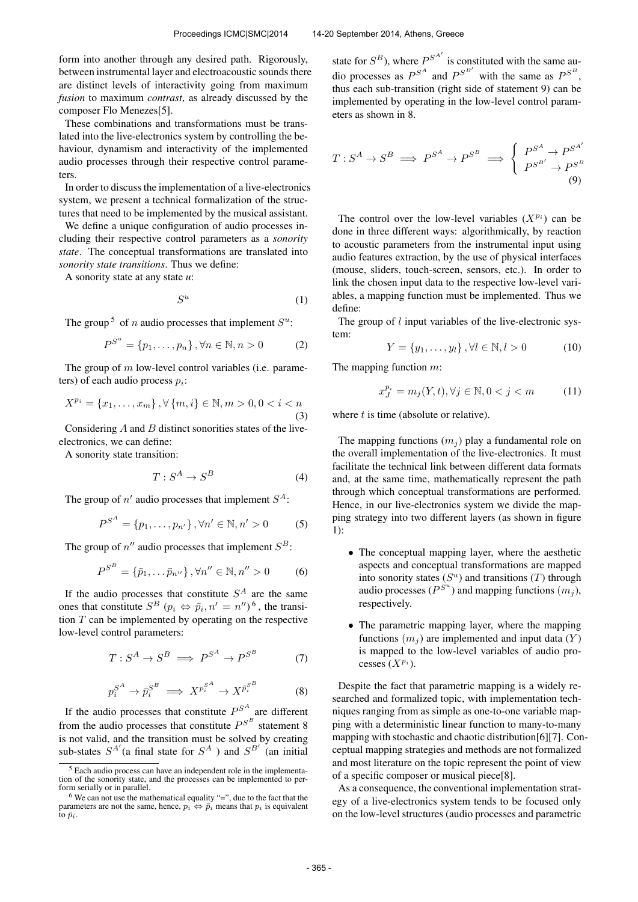form into another through any desired path. Rigorously, between instrumental layer and electroacoustic sounds there are distinct levels of interactivity going from maximum *fusion* to maximum *contrast*, as already discussed by the composer Flo Menezes[5].

These combinations and transformations must be translated into the live-electronics system by controlling the behaviour, dynamism and interactivity of the implemented audio processes through their respective control parameters.

In order to discuss the implementation of a live-electronics system, we present a technical formalization of the structures that need to be implemented by the musical assistant.

We define a unique configuration of audio processes including their respective control parameters as a *sonority state*. The conceptual transformations are translated into *sonority state transitions*. Thus we define:

A sonority state at any state *u*:

$$S^u \tag{1}$$

The group [5] of $n$ audio processes that implement $S^u$:

$$P^{S^u} = \{p_1, \ldots, p_n\}, \forall n \in \mathbb{N}, n > 0 \tag{2}$$

The group of $m$ low-level control variables (i.e. parameters) of each audio process $p_i$:

$$X^{p_i} = \{x_1, \ldots, x_m\}, \forall \{m, i\} \in \mathbb{N}, m > 0, 0 < i < n \tag{3}$$

Considering $A$ and $B$ distinct sonorities states of the live-electronics, we can define:

A sonority state transition:

$$T : S^A \to S^B \tag{4}$$

The group of $n'$ audio processes that implement $S^A$:

$$P^{S^A} = \{p_1, \ldots, p_{n'}\}, \forall n' \in \mathbb{N}, n' > 0 \tag{5}$$

The group of $n''$ audio processes that implement $S^B$:

$$P^{S^B} = \{\bar{p}_1, \ldots \bar{p}_{n''}\}, \forall n'' \in \mathbb{N}, n'' > 0 \tag{6}$$

If the audio processes that constitute $S^A$ are the same ones that constitute $S^B$ ($p_i \Leftrightarrow \bar{p}_i, n' = n''$)[6], the transition $T$ can be implemented by operating on the respective low-level control parameters:

$$T : S^A \to S^B \implies P^{S^A} \to P^{S^B} \tag{7}$$

$$p_i^{S^A} \to \bar{p}_i^{S^B} \implies X^{p_i^{S^A}} \to X^{\bar{p}_i^{S^B}} \tag{8}$$

If the audio processes that constitute $P^{S^A}$ are different from the audio processes that constitute $P^{S^B}$ statement 8 is not valid, and the transition must be solved by creating sub-states $S^{A'}$(a final state for $S^A$ ) and $S^{B'}$ (an initial state for $S^B$), where $P^{S^{A'}}$ is constituted with the same audio processes as $P^{S^A}$ and $P^{S^{B'}}$ with the same as $P^{S^B}$, thus each sub-transition (right side of statement 9) can be implemented by operating in the low-level control parameters as shown in 8.

$$T : S^A \to S^B \implies P^{S^A} \to P^{S^B} \implies \begin{cases} P^{S^A} \to P^{S^{A'}} \\ P^{S^{B'}} \to P^{S^B} \end{cases} \tag{9}$$

The control over the low-level variables ($X^{p_i}$) can be done in three different ways: algorithmically, by reaction to acoustic parameters from the instrumental input using audio features extraction, by the use of physical interfaces (mouse, sliders, touch-screen, sensors, etc.). In order to link the chosen input data to the respective low-level variables, a mapping function must be implemented. Thus we define:

The group of $l$ input variables of the live-electronic system:

$$Y = \{y_1, \ldots, y_l\}, \forall l \in \mathbb{N}, l > 0 \tag{10}$$

The mapping function $m$:

$$x_J^{p_i} = m_j(Y, t), \forall j \in \mathbb{N}, 0 < j < m \tag{11}$$

where $t$ is time (absolute or relative).

The mapping functions ($m_j$) play a fundamental role on the overall implementation of the live-electronics. It must facilitate the technical link between different data formats and, at the same time, mathematically represent the path through which conceptual transformations are performed. Hence, in our live-electronics system we divide the mapping strategy into two different layers (as shown in figure 1):

- The conceptual mapping layer, where the aesthetic aspects and conceptual transformations are mapped into sonority states ($S^u$) and transitions ($T$) through audio processes ($P^{S^u}$) and mapping functions ($m_j$), respectively.
- The parametric mapping layer, where the mapping functions ($m_j$) are implemented and input data ($Y$) is mapped to the low-level variables of audio processes ($X^{p_i}$).

Despite the fact that parametric mapping is a widely researched and formalized topic, with implementation techniques ranging from as simple as one-to-one variable mapping with a deterministic linear function to many-to-many mapping with stochastic and chaotic distribution[6][7]. Conceptual mapping strategies and methods are not formalized and most literature on the topic represent the point of view of a specific composer or musical piece[8].

As a consequence, the conventional implementation strategy of a live-electronics system tends to be focused only on the low-level structures (audio processes and parametric

---

[5] Each audio process can have an independent role in the implementation of the sonority state, and the processes can be implemented to perform serially or in parallel.

[6] We can not use the mathematical equality "=", due to the fact that the parameters are not the same, hence, $p_i \Leftrightarrow \bar{p}_i$ means that $p_i$ is equivalent to $\bar{p}_i$.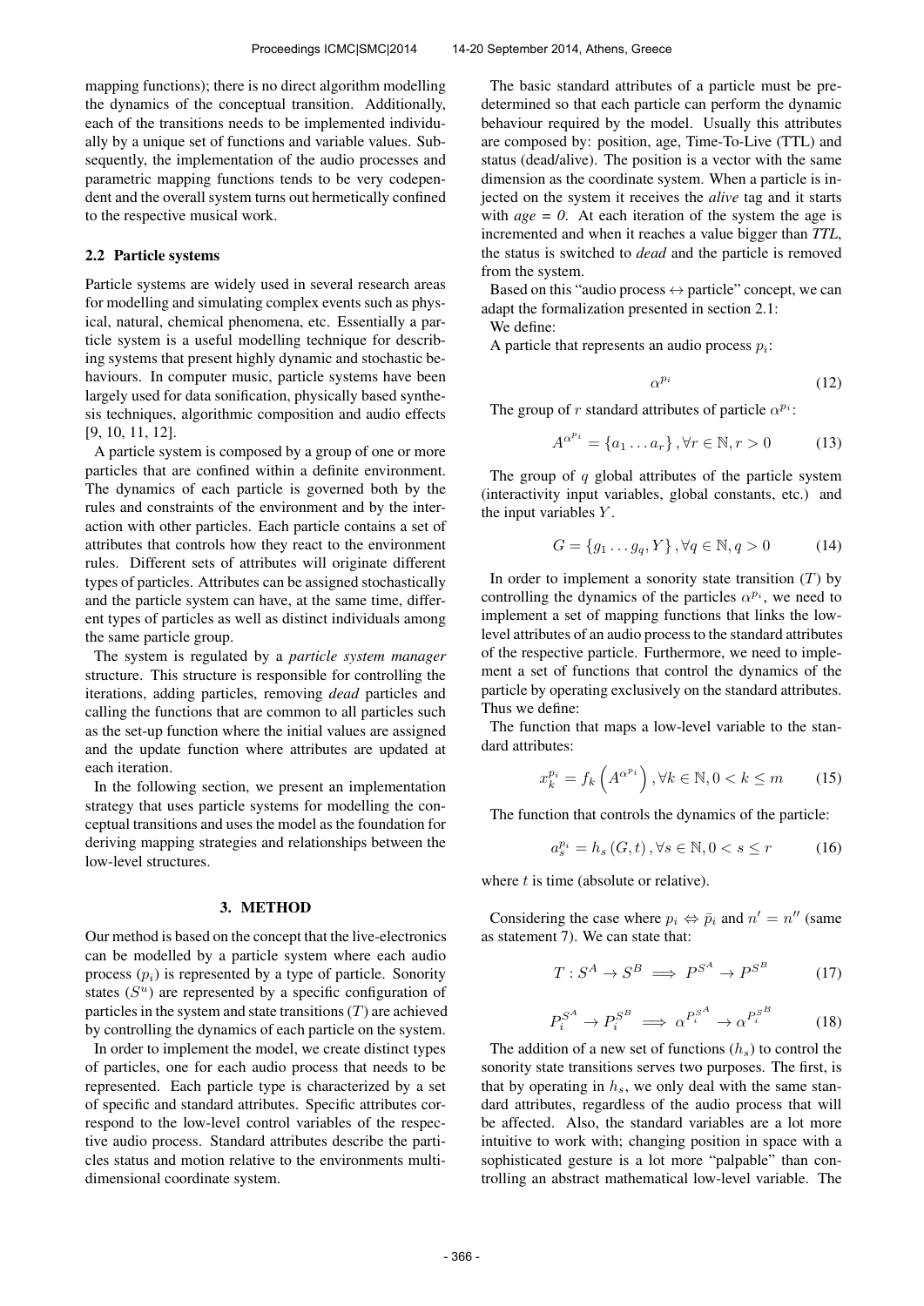mapping functions); there is no direct algorithm modelling the dynamics of the conceptual transition. Additionally, each of the transitions needs to be implemented individually by a unique set of functions and variable values. Subsequently, the implementation of the audio processes and parametric mapping functions tends to be very codependent and the overall system turns out hermetically confined to the respective musical work.

### 2.2 Particle systems

Particle systems are widely used in several research areas for modelling and simulating complex events such as physical, natural, chemical phenomena, etc. Essentially a particle system is a useful modelling technique for describing systems that present highly dynamic and stochastic behaviours. In computer music, particle systems have been largely used for data sonification, physically based synthesis techniques, algorithmic composition and audio effects [9, 10, 11, 12].

A particle system is composed by a group of one or more particles that are confined within a definite environment. The dynamics of each particle is governed both by the rules and constraints of the environment and by the interaction with other particles. Each particle contains a set of attributes that controls how they react to the environment rules. Different sets of attributes will originate different types of particles. Attributes can be assigned stochastically and the particle system can have, at the same time, different types of particles as well as distinct individuals among the same particle group.

The system is regulated by a *particle system manager* structure. This structure is responsible for controlling the iterations, adding particles, removing *dead* particles and calling the functions that are common to all particles such as the set-up function where the initial values are assigned and the update function where attributes are updated at each iteration.

In the following section, we present an implementation strategy that uses particle systems for modelling the conceptual transitions and uses the model as the foundation for deriving mapping strategies and relationships between the low-level structures.

## 3. METHOD

Our method is based on the concept that the live-electronics can be modelled by a particle system where each audio process ($p_i$) is represented by a type of particle. Sonority states ($S^u$) are represented by a specific configuration of particles in the system and state transitions ($T$) are achieved by controlling the dynamics of each particle on the system.

In order to implement the model, we create distinct types of particles, one for each audio process that needs to be represented. Each particle type is characterized by a set of specific and standard attributes. Specific attributes correspond to the low-level control variables of the respective audio process. Standard attributes describe the particles status and motion relative to the environments multidimensional coordinate system.

The basic standard attributes of a particle must be predetermined so that each particle can perform the dynamic behaviour required by the model. Usually this attributes are composed by: position, age, Time-To-Live (TTL) and status (dead/alive). The position is a vector with the same dimension as the coordinate system. When a particle is injected on the system it receives the *alive* tag and it starts with *age = 0*. At each iteration of the system the age is incremented and when it reaches a value bigger than *TTL*, the status is switched to *dead* and the particle is removed from the system.

Based on this "audio process $\leftrightarrow$ particle" concept, we can adapt the formalization presented in section 2.1:

We define:

A particle that represents an audio process $p_i$:

$$\alpha^{p_i} \tag{12}$$

The group of $r$ standard attributes of particle $\alpha^{p_i}$:

$$A^{\alpha^{p_i}} = \{a_1 \dots a_r\}, \forall r \in \mathbb{N}, r > 0 \tag{13}$$

The group of $q$ global attributes of the particle system (interactivity input variables, global constants, etc.) and the input variables $Y$.

$$G = \{g_1 \dots g_q, Y\}, \forall q \in \mathbb{N}, q > 0 \tag{14}$$

In order to implement a sonority state transition ($T$) by controlling the dynamics of the particles $\alpha^{p_i}$, we need to implement a set of mapping functions that links the low-level attributes of an audio process to the standard attributes of the respective particle. Furthermore, we need to implement a set of functions that control the dynamics of the particle by operating exclusively on the standard attributes. Thus we define:

The function that maps a low-level variable to the standard attributes:

$$x_k^{p_i} = f_k\left(A^{\alpha^{p_i}}\right), \forall k \in \mathbb{N}, 0 < k \leq m \tag{15}$$

The function that controls the dynamics of the particle:

$$a_s^{p_i} = h_s\left(G, t\right), \forall s \in \mathbb{N}, 0 < s \leq r \tag{16}$$

where $t$ is time (absolute or relative).

Considering the case where $p_i \Leftrightarrow \bar{p}_i$ and $n' = n''$ (same as statement 7). We can state that:

$$T : S^A \to S^B \implies P^{S^A} \to P^{S^B} \tag{17}$$

$$P_i^{S^A} \to P_i^{S^B} \implies \alpha^{P_i^{S^A}} \to \alpha^{P_i^{S^B}} \tag{18}$$

The addition of a new set of functions ($h_s$) to control the sonority state transitions serves two purposes. The first, is that by operating in $h_s$, we only deal with the same standard attributes, regardless of the audio process that will be affected. Also, the standard variables are a lot more intuitive to work with; changing position in space with a sophisticated gesture is a lot more "palpable" than controlling an abstract mathematical low-level variable. The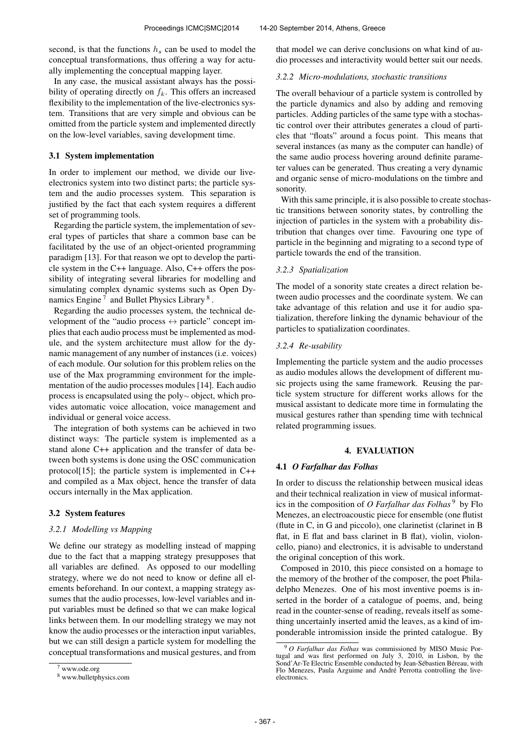second, is that the functions $h_s$ can be used to model the conceptual transformations, thus offering a way for actually implementing the conceptual mapping layer.

In any case, the musical assistant always has the possibility of operating directly on $f_k$. This offers an increased flexibility to the implementation of the live-electronics system. Transitions that are very simple and obvious can be omitted from the particle system and implemented directly on the low-level variables, saving development time.

### 3.1 System implementation

In order to implement our method, we divide our live-electronics system into two distinct parts; the particle system and the audio processes system. This separation is justified by the fact that each system requires a different set of programming tools.

Regarding the particle system, the implementation of several types of particles that share a common base can be facilitated by the use of an object-oriented programming paradigm [13]. For that reason we opt to develop the particle system in the C++ language. Also, C++ offers the possibility of integrating several libraries for modelling and simulating complex dynamic systems such as Open Dynamics Engine [7] and Bullet Physics Library [8].

Regarding the audio processes system, the technical development of the "audio process $\leftrightarrow$ particle" concept implies that each audio process must be implemented as module, and the system architecture must allow for the dynamic management of any number of instances (i.e. voices) of each module. Our solution for this problem relies on the use of the Max programming environment for the implementation of the audio processes modules [14]. Each audio process is encapsulated using the poly~ object, which provides automatic voice allocation, voice management and individual or general voice access.

The integration of both systems can be achieved in two distinct ways: The particle system is implemented as a stand alone C++ application and the transfer of data between both systems is done using the OSC communication protocol[15]; the particle system is implemented in C++ and compiled as a Max object, hence the transfer of data occurs internally in the Max application.

### 3.2 System features

#### 3.2.1 Modelling vs Mapping

We define our strategy as modelling instead of mapping due to the fact that a mapping strategy presupposes that all variables are defined. As opposed to our modelling strategy, where we do not need to know or define all elements beforehand. In our context, a mapping strategy assumes that the audio processes, low-level variables and input variables must be defined so that we can make logical links between them. In our modelling strategy we may not know the audio processes or the interaction input variables, but we can still design a particle system for modelling the conceptual transformations and musical gestures, and from that model we can derive conclusions on what kind of audio processes and interactivity would better suit our needs.

#### 3.2.2 Micro-modulations, stochastic transitions

The overall behaviour of a particle system is controlled by the particle dynamics and also by adding and removing particles. Adding particles of the same type with a stochastic control over their attributes generates a cloud of particles that "floats" around a focus point. This means that several instances (as many as the computer can handle) of the same audio process hovering around definite parameter values can be generated. Thus creating a very dynamic and organic sense of micro-modulations on the timbre and sonority.

With this same principle, it is also possible to create stochastic transitions between sonority states, by controlling the injection of particles in the system with a probability distribution that changes over time. Favouring one type of particle in the beginning and migrating to a second type of particle towards the end of the transition.

#### 3.2.3 Spatialization

The model of a sonority state creates a direct relation between audio processes and the coordinate system. We can take advantage of this relation and use it for audio spatialization, therefore linking the dynamic behaviour of the particles to spatialization coordinates.

#### 3.2.4 Re-usability

Implementing the particle system and the audio processes as audio modules allows the development of different music projects using the same framework. Reusing the particle system structure for different works allows for the musical assistant to dedicate more time in formulating the musical gestures rather than spending time with technical related programming issues.

## 4. EVALUATION

### 4.1 *O Farfalhar das Folhas*

In order to discuss the relationship between musical ideas and their technical realization in view of musical informatics in the composition of *O Farfalhar das Folhas* [9] by Flo Menezes, an electroacoustic piece for ensemble (one flutist (flute in C, in G and piccolo), one clarinetist (clarinet in B flat, in E flat and bass clarinet in B flat), violin, violoncello, piano) and electronics, it is advisable to understand the original conception of this work.

Composed in 2010, this piece consisted on a homage to the memory of the brother of the composer, the poet Philadelpho Menezes. One of his most inventive poems is inserted in the border of a catalogue of poems, and, being read in the counter-sense of reading, reveals itself as something uncertainly inserted amid the leaves, as a kind of imponderable intromission inside the printed catalogue. By

[7] www.ode.org

[8] www.bulletphysics.com

[9] *O Farfalhar das Folhas* was commissioned by MISO Music Portugal and was first performed on July 3, 2010, in Lisbon, by the Sond'Ar-Te Electric Ensemble conducted by Jean-Sébastien Béreau, with Flo Menezes, Paula Azguime and André Perrotta controlling the live-electronics.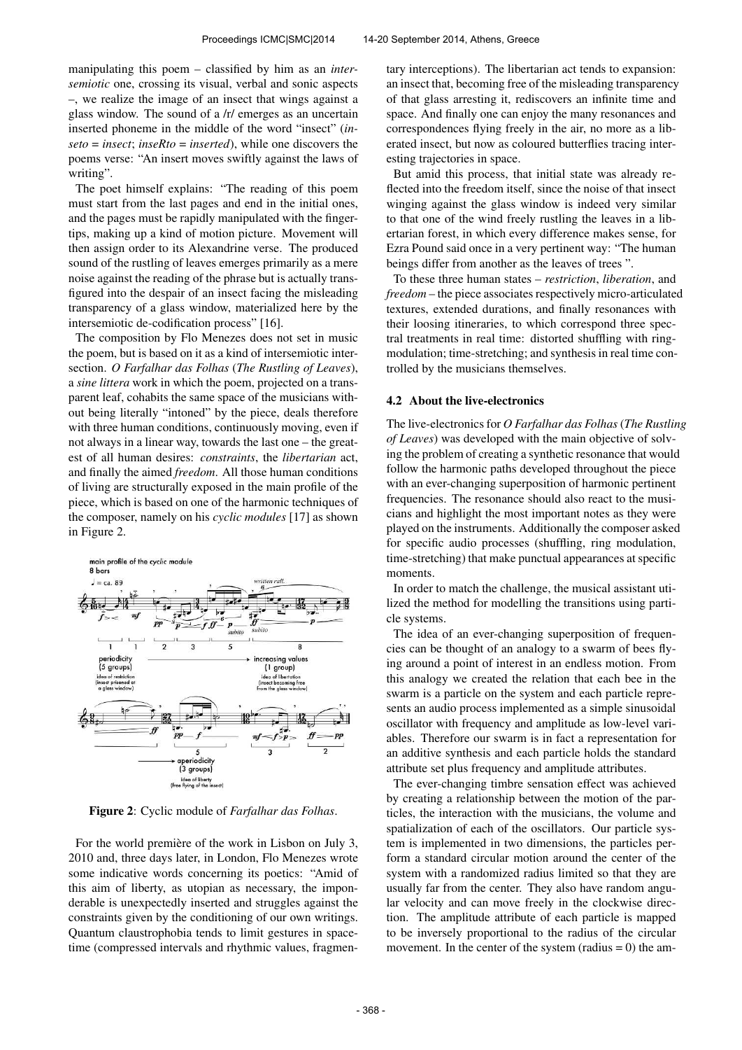manipulating this poem – classified by him as an *intersemiotic* one, crossing its visual, verbal and sonic aspects –, we realize the image of an insect that wings against a glass window. The sound of a /r/ emerges as an uncertain inserted phoneme in the middle of the word "insect" (*inseto* = *insect*; *inseRto* = *inserted*), while one discovers the poems verse: "An insert moves swiftly against the laws of writing".

The poet himself explains: "The reading of this poem must start from the last pages and end in the initial ones, and the pages must be rapidly manipulated with the fingertips, making up a kind of motion picture. Movement will then assign order to its Alexandrine verse. The produced sound of the rustling of leaves emerges primarily as a mere noise against the reading of the phrase but is actually transfigured into the despair of an insect facing the misleading transparency of a glass window, materialized here by the intersemiotic de-codification process" [16].

The composition by Flo Menezes does not set in music the poem, but is based on it as a kind of intersemiotic intersection. *O Farfalhar das Folhas* (*The Rustling of Leaves*), a *sine littera* work in which the poem, projected on a transparent leaf, cohabits the same space of the musicians without being literally "intoned" by the piece, deals therefore with three human conditions, continuously moving, even if not always in a linear way, towards the last one – the greatest of all human desires: *constraints*, the *libertarian* act, and finally the aimed *freedom*. All those human conditions of living are structurally exposed in the main profile of the piece, which is based on one of the harmonic techniques of the composer, namely on his *cyclic modules* [17] as shown in Figure 2.

**Figure 2**: Cyclic module of *Farfalhar das Folhas*.

For the world première of the work in Lisbon on July 3, 2010 and, three days later, in London, Flo Menezes wrote some indicative words concerning its poetics: "Amid of this aim of liberty, as utopian as necessary, the imponderable is unexpectedly inserted and struggles against the constraints given by the conditioning of our own writings. Quantum claustrophobia tends to limit gestures in spacetime (compressed intervals and rhythmic values, fragmentary interceptions). The libertarian act tends to expansion: an insect that, becoming free of the misleading transparency of that glass arresting it, rediscovers an infinite time and space. And finally one can enjoy the many resonances and correspondences flying freely in the air, no more as a liberated insect, but now as coloured butterflies tracing interesting trajectories in space.

But amid this process, that initial state was already reflected into the freedom itself, since the noise of that insect winging against the glass window is indeed very similar to that one of the wind freely rustling the leaves in a libertarian forest, in which every difference makes sense, for Ezra Pound said once in a very pertinent way: "The human beings differ from another as the leaves of trees ".

To these three human states – *restriction*, *liberation*, and *freedom* – the piece associates respectively micro-articulated textures, extended durations, and finally resonances with their loosing itineraries, to which correspond three spectral treatments in real time: distorted shuffling with ring-modulation; time-stretching; and synthesis in real time controlled by the musicians themselves.

### 4.2 About the live-electronics

The live-electronics for *O Farfalhar das Folhas* (*The Rustling of Leaves*) was developed with the main objective of solving the problem of creating a synthetic resonance that would follow the harmonic paths developed throughout the piece with an ever-changing superposition of harmonic pertinent frequencies. The resonance should also react to the musicians and highlight the most important notes as they were played on the instruments. Additionally the composer asked for specific audio processes (shuffling, ring modulation, time-stretching) that make punctual appearances at specific moments.

In order to match the challenge, the musical assistant utilized the method for modelling the transitions using particle systems.

The idea of an ever-changing superposition of frequencies can be thought of an analogy to a swarm of bees flying around a point of interest in an endless motion. From this analogy we created the relation that each bee in the swarm is a particle on the system and each particle represents an audio process implemented as a simple sinusoidal oscillator with frequency and amplitude as low-level variables. Therefore our swarm is in fact a representation for an additive synthesis and each particle holds the standard attribute set plus frequency and amplitude attributes.

The ever-changing timbre sensation effect was achieved by creating a relationship between the motion of the particles, the interaction with the musicians, the volume and spatialization of each of the oscillators. Our particle system is implemented in two dimensions, the particles perform a standard circular motion around the center of the system with a randomized radius limited so that they are usually far from the center. They also have random angular velocity and can move freely in the clockwise direction. The amplitude attribute of each particle is mapped to be inversely proportional to the radius of the circular movement. In the center of the system (radius = 0) the am-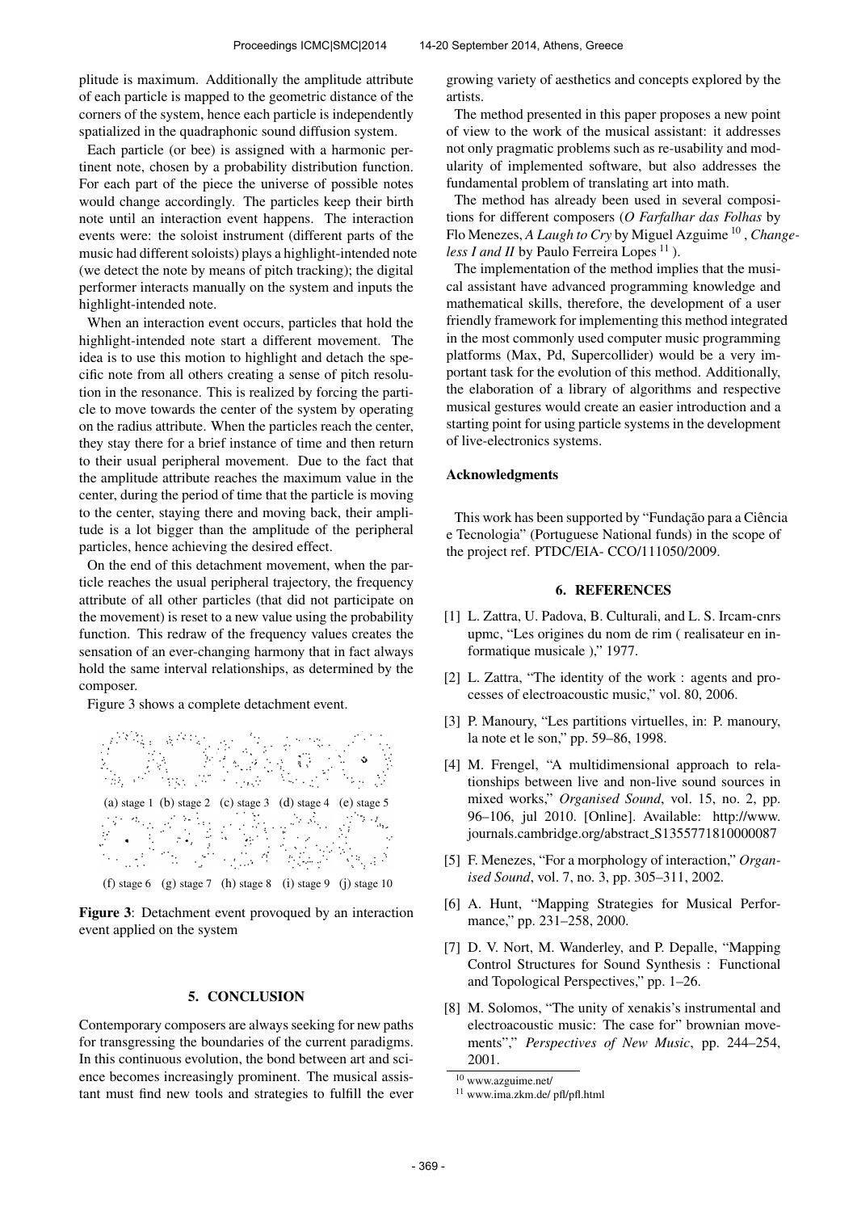plitude is maximum. Additionally the amplitude attribute of each particle is mapped to the geometric distance of the corners of the system, hence each particle is independently spatialized in the quadraphonic sound diffusion system.

Each particle (or bee) is assigned with a harmonic pertinent note, chosen by a probability distribution function. For each part of the piece the universe of possible notes would change accordingly. The particles keep their birth note until an interaction event happens. The interaction events were: the soloist instrument (different parts of the music had different soloists) plays a highlight-intended note (we detect the note by means of pitch tracking); the digital performer interacts manually on the system and inputs the highlight-intended note.

When an interaction event occurs, particles that hold the highlight-intended note start a different movement. The idea is to use this motion to highlight and detach the specific note from all others creating a sense of pitch resolution in the resonance. This is realized by forcing the particle to move towards the center of the system by operating on the radius attribute. When the particles reach the center, they stay there for a brief instance of time and then return to their usual peripheral movement. Due to the fact that the amplitude attribute reaches the maximum value in the center, during the period of time that the particle is moving to the center, staying there and moving back, their amplitude is a lot bigger than the amplitude of the peripheral particles, hence achieving the desired effect.

On the end of this detachment movement, when the particle reaches the usual peripheral trajectory, the frequency attribute of all other particles (that did not participate on the movement) is reset to a new value using the probability function. This redraw of the frequency values creates the sensation of an ever-changing harmony that in fact always hold the same interval relationships, as determined by the composer.

Figure 3 shows a complete detachment event.

(a) stage 1 (b) stage 2 (c) stage 3 (d) stage 4 (e) stage 5

(f) stage 6 (g) stage 7 (h) stage 8 (i) stage 9 (j) stage 10

**Figure 3**: Detachment event provoqued by an interaction event applied on the system

## 5. CONCLUSION

Contemporary composers are always seeking for new paths for transgressing the boundaries of the current paradigms. In this continuous evolution, the bond between art and science becomes increasingly prominent. The musical assistant must find new tools and strategies to fulfill the ever growing variety of aesthetics and concepts explored by the artists.

The method presented in this paper proposes a new point of view to the work of the musical assistant: it addresses not only pragmatic problems such as re-usability and modularity of implemented software, but also addresses the fundamental problem of translating art into math.

The method has already been used in several compositions for different composers (*O Farfalhar das Folhas* by Flo Menezes, *A Laugh to Cry* by Miguel Azguime [10], *Changeless I and II* by Paulo Ferreira Lopes [11]).

The implementation of the method implies that the musical assistant have advanced programming knowledge and mathematical skills, therefore, the development of a user friendly framework for implementing this method integrated in the most commonly used computer music programming platforms (Max, Pd, Supercollider) would be a very important task for the evolution of this method. Additionally, the elaboration of a library of algorithms and respective musical gestures would create an easier introduction and a starting point for using particle systems in the development of live-electronics systems.

### Acknowledgments

This work has been supported by "Fundação para a Ciência e Tecnologia" (Portuguese National funds) in the scope of the project ref. PTDC/EIA- CCO/111050/2009.

## 6. REFERENCES

[1] L. Zattra, U. Padova, B. Culturali, and L. S. Ircam-cnrs upmc, "Les origines du nom de rim ( realisateur en informatique musicale )," 1977.

[2] L. Zattra, "The identity of the work : agents and processes of electroacoustic music," vol. 80, 2006.

[3] P. Manoury, "Les partitions virtuelles, in: P. manoury, la note et le son," pp. 59–86, 1998.

[4] M. Frengel, "A multidimensional approach to relationships between live and non-live sound sources in mixed works," *Organised Sound*, vol. 15, no. 2, pp. 96–106, jul 2010. [Online]. Available: http://www.journals.cambridge.org/abstract_S1355771810000087

[5] F. Menezes, "For a morphology of interaction," *Organised Sound*, vol. 7, no. 3, pp. 305–311, 2002.

[6] A. Hunt, "Mapping Strategies for Musical Performance," pp. 231–258, 2000.

[7] D. V. Nort, M. Wanderley, and P. Depalle, "Mapping Control Structures for Sound Synthesis : Functional and Topological Perspectives," pp. 1–26.

[8] M. Solomos, "The unity of xenakis's instrumental and electroacoustic music: The case for" brownian movements"," *Perspectives of New Music*, pp. 244–254, 2001.

[10] www.azguime.net/

[11] www.ima.zkm.de/ pfl/pfl.html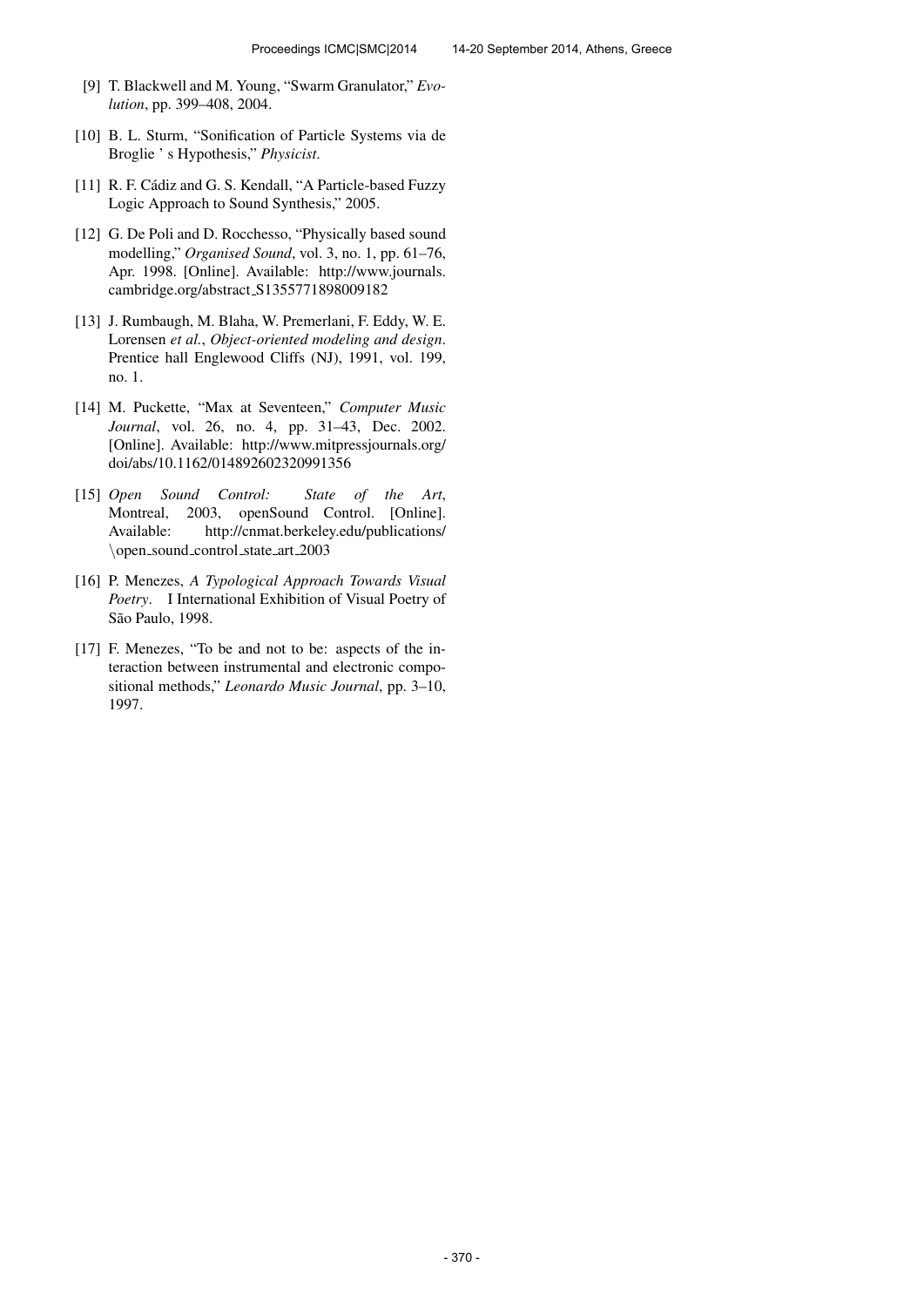[9] T. Blackwell and M. Young, "Swarm Granulator," *Evolution*, pp. 399–408, 2004.

[10] B. L. Sturm, "Sonification of Particle Systems via de Broglie ' s Hypothesis," *Physicist*.

[11] R. F. Cádiz and G. S. Kendall, "A Particle-based Fuzzy Logic Approach to Sound Synthesis," 2005.

[12] G. De Poli and D. Rocchesso, "Physically based sound modelling," *Organised Sound*, vol. 3, no. 1, pp. 61–76, Apr. 1998. [Online]. Available: http://www.journals.cambridge.org/abstract_S1355771898009182

[13] J. Rumbaugh, M. Blaha, W. Premerlani, F. Eddy, W. E. Lorensen *et al.*, *Object-oriented modeling and design*. Prentice hall Englewood Cliffs (NJ), 1991, vol. 199, no. 1.

[14] M. Puckette, "Max at Seventeen," *Computer Music Journal*, vol. 26, no. 4, pp. 31–43, Dec. 2002. [Online]. Available: http://www.mitpressjournals.org/doi/abs/10.1162/014892602320991356

[15] *Open Sound Control: State of the Art*, Montreal, 2003, openSound Control. [Online]. Available: http://cnmat.berkeley.edu/publications/\open_sound_control_state_art_2003

[16] P. Menezes, *A Typological Approach Towards Visual Poetry*. I International Exhibition of Visual Poetry of São Paulo, 1998.

[17] F. Menezes, "To be and not to be: aspects of the interaction between instrumental and electronic compositional methods," *Leonardo Music Journal*, pp. 3–10, 1997.